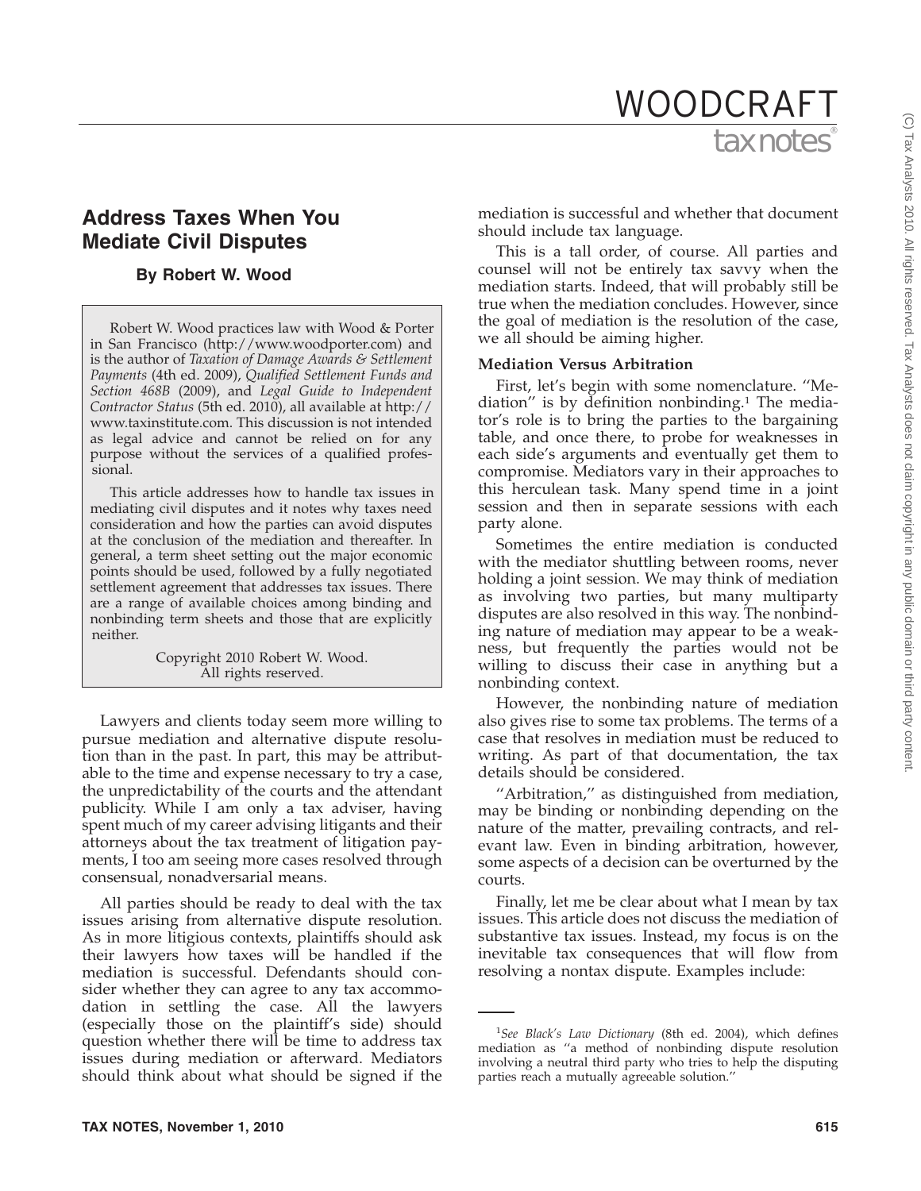# Address Taxes When You Mediate Civil Disputes

**By Robert W. Wood**

Robert W. Wood practices law with Wood & Porter in San Francisco (http://www.woodporter.com) and is the author of *Taxation of Damage Awards & Settlement Payments* (4th ed. 2009), *Qualified Settlement Funds and Section 468B* (2009), and *Legal Guide to Independent Contractor Status* (5th ed. 2010), all available at http://www.taxinstitute.com. This discussion is not intended as legal advice and cannot be relied on for any purpose without the services of a qualified professional.

This article addresses how to handle tax issues in mediating civil disputes and it notes why taxes need consideration and how the parties can avoid disputes at the conclusion of the mediation and thereafter. In general, a term sheet setting out the major economic points should be used, followed by a fully negotiated settlement agreement that addresses tax issues. There are a range of available choices among binding and nonbinding term sheets and those that are explicitly neither.

Copyright 2010 Robert W. Wood.
All rights reserved.

Lawyers and clients today seem more willing to pursue mediation and alternative dispute resolution than in the past. In part, this may be attributable to the time and expense necessary to try a case, the unpredictability of the courts and the attendant publicity. While I am only a tax adviser, having spent much of my career advising litigants and their attorneys about the tax treatment of litigation payments, I too am seeing more cases resolved through consensual, nonadversarial means.

All parties should be ready to deal with the tax issues arising from alternative dispute resolution. As in more litigious contexts, plaintiffs should ask their lawyers how taxes will be handled if the mediation is successful. Defendants should consider whether they can agree to any tax accommodation in settling the case. All the lawyers (especially those on the plaintiff's side) should question whether there will be time to address tax issues during mediation or afterward. Mediators should think about what should be signed if the mediation is successful and whether that document should include tax language.

This is a tall order, of course. All parties and counsel will not be entirely tax savvy when the mediation starts. Indeed, that will probably still be true when the mediation concludes. However, since the goal of mediation is the resolution of the case, we all should be aiming higher.

### Mediation Versus Arbitration

First, let's begin with some nomenclature. ''Mediation'' is by definition nonbinding.[1] The mediator's role is to bring the parties to the bargaining table, and once there, to probe for weaknesses in each side's arguments and eventually get them to compromise. Mediators vary in their approaches to this herculean task. Many spend time in a joint session and then in separate sessions with each party alone.

Sometimes the entire mediation is conducted with the mediator shuttling between rooms, never holding a joint session. We may think of mediation as involving two parties, but many multiparty disputes are also resolved in this way. The nonbinding nature of mediation may appear to be a weakness, but frequently the parties would not be willing to discuss their case in anything but a nonbinding context.

However, the nonbinding nature of mediation also gives rise to some tax problems. The terms of a case that resolves in mediation must be reduced to writing. As part of that documentation, the tax details should be considered.

''Arbitration,'' as distinguished from mediation, may be binding or nonbinding depending on the nature of the matter, prevailing contracts, and relevant law. Even in binding arbitration, however, some aspects of a decision can be overturned by the courts.

Finally, let me be clear about what I mean by tax issues. This article does not discuss the mediation of substantive tax issues. Instead, my focus is on the inevitable tax consequences that will flow from resolving a nontax dispute. Examples include:

[1] *See Black's Law Dictionary* (8th ed. 2004), which defines mediation as ''a method of nonbinding dispute resolution involving a neutral third party who tries to help the disputing parties reach a mutually agreeable solution.''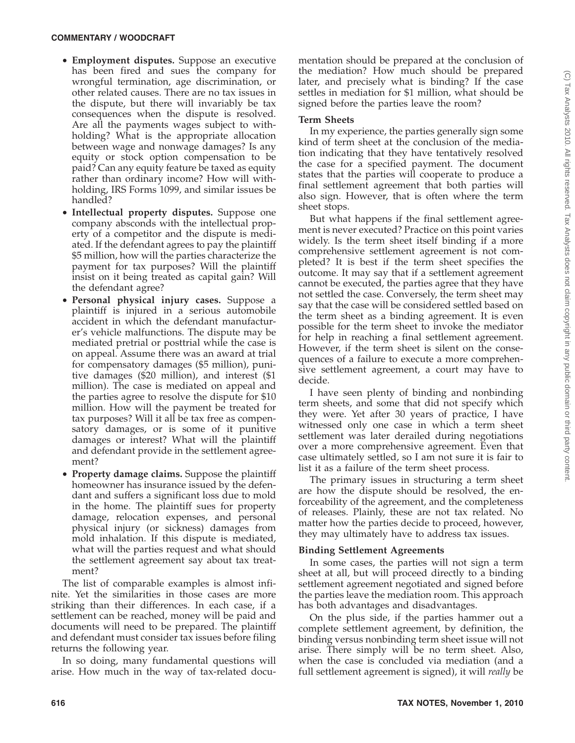- **Employment disputes.** Suppose an executive has been fired and sues the company for wrongful termination, age discrimination, or other related causes. There are no tax issues in the dispute, but there will invariably be tax consequences when the dispute is resolved. Are all the payments wages subject to withholding? What is the appropriate allocation between wage and nonwage damages? Is any equity or stock option compensation to be paid? Can any equity feature be taxed as equity rather than ordinary income? How will withholding, IRS Forms 1099, and similar issues be handled?
- **Intellectual property disputes.** Suppose one company absconds with the intellectual property of a competitor and the dispute is mediated. If the defendant agrees to pay the plaintiff $5 million, how will the parties characterize the payment for tax purposes? Will the plaintiff insist on it being treated as capital gain? Will the defendant agree?
- **Personal physical injury cases.** Suppose a plaintiff is injured in a serious automobile accident in which the defendant manufacturer's vehicle malfunctions. The dispute may be mediated pretrial or posttrial while the case is on appeal. Assume there was an award at trial for compensatory damages ($5 million), punitive damages ($20 million), and interest ($1 million). The case is mediated on appeal and the parties agree to resolve the dispute for $10 million. How will the payment be treated for tax purposes? Will it all be tax free as compensatory damages, or is some of it punitive damages or interest? What will the plaintiff and defendant provide in the settlement agreement?
- **Property damage claims.** Suppose the plaintiff homeowner has insurance issued by the defendant and suffers a significant loss due to mold in the home. The plaintiff sues for property damage, relocation expenses, and personal physical injury (or sickness) damages from mold inhalation. If this dispute is mediated, what will the parties request and what should the settlement agreement say about tax treatment?

The list of comparable examples is almost infinite. Yet the similarities in those cases are more striking than their differences. In each case, if a settlement can be reached, money will be paid and documents will need to be prepared. The plaintiff and defendant must consider tax issues before filing returns the following year.

In so doing, many fundamental questions will arise. How much in the way of tax-related documentation should be prepared at the conclusion of the mediation? How much should be prepared later, and precisely what is binding? If the case settles in mediation for $1 million, what should be signed before the parties leave the room?

### Term Sheets

In my experience, the parties generally sign some kind of term sheet at the conclusion of the mediation indicating that they have tentatively resolved the case for a specified payment. The document states that the parties will cooperate to produce a final settlement agreement that both parties will also sign. However, that is often where the term sheet stops.

But what happens if the final settlement agreement is never executed? Practice on this point varies widely. Is the term sheet itself binding if a more comprehensive settlement agreement is not completed? It is best if the term sheet specifies the outcome. It may say that if a settlement agreement cannot be executed, the parties agree that they have not settled the case. Conversely, the term sheet may say that the case will be considered settled based on the term sheet as a binding agreement. It is even possible for the term sheet to invoke the mediator for help in reaching a final settlement agreement. However, if the term sheet is silent on the consequences of a failure to execute a more comprehensive settlement agreement, a court may have to decide.

I have seen plenty of binding and nonbinding term sheets, and some that did not specify which they were. Yet after 30 years of practice, I have witnessed only one case in which a term sheet settlement was later derailed during negotiations over a more comprehensive agreement. Even that case ultimately settled, so I am not sure it is fair to list it as a failure of the term sheet process.

The primary issues in structuring a term sheet are how the dispute should be resolved, the enforceability of the agreement, and the completeness of releases. Plainly, these are not tax related. No matter how the parties decide to proceed, however, they may ultimately have to address tax issues.

### Binding Settlement Agreements

In some cases, the parties will not sign a term sheet at all, but will proceed directly to a binding settlement agreement negotiated and signed before the parties leave the mediation room. This approach has both advantages and disadvantages.

On the plus side, if the parties hammer out a complete settlement agreement, by definition, the binding versus nonbinding term sheet issue will not arise. There simply will be no term sheet. Also, when the case is concluded via mediation (and a full settlement agreement is signed), it will *really* be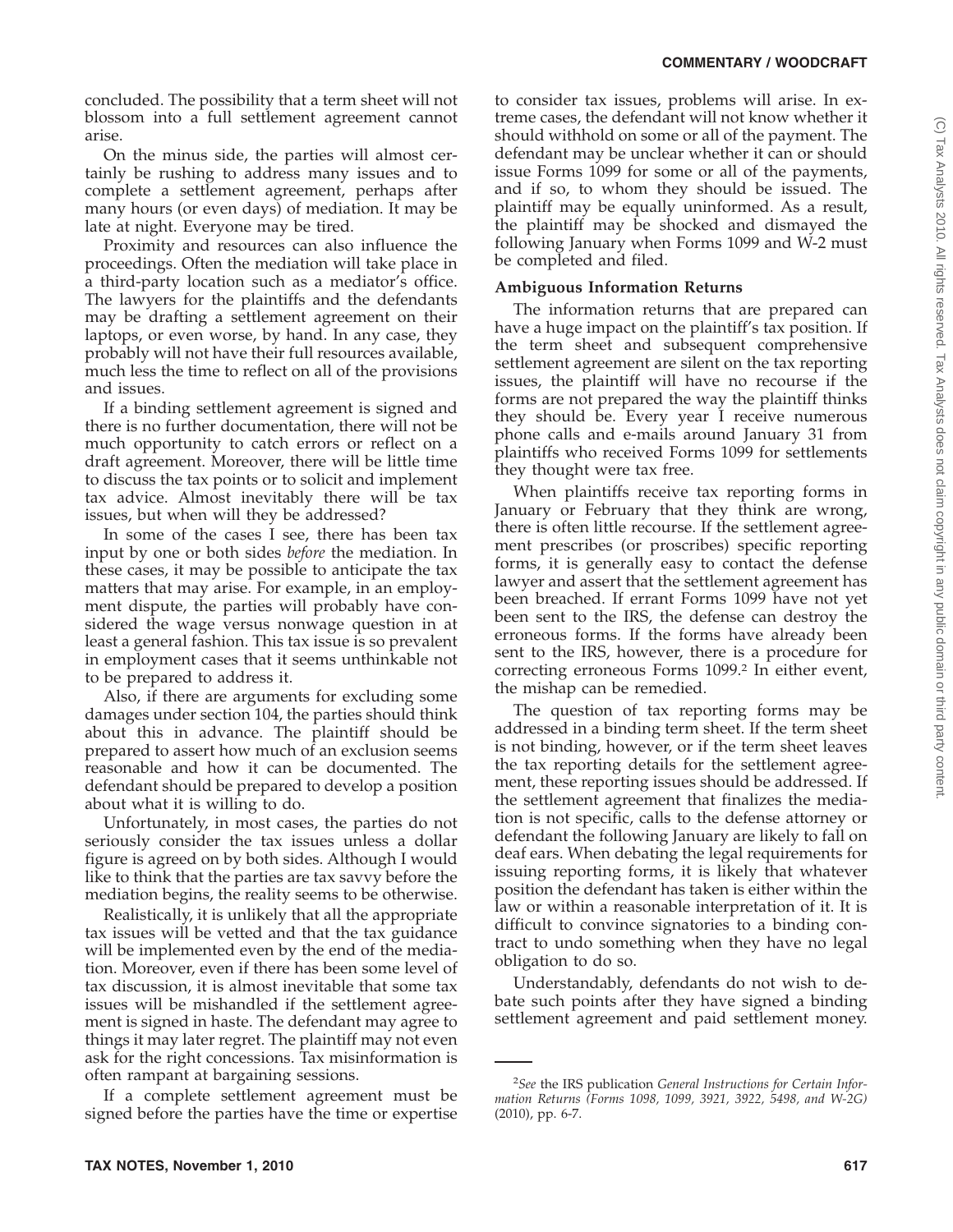concluded. The possibility that a term sheet will not blossom into a full settlement agreement cannot arise.

On the minus side, the parties will almost certainly be rushing to address many issues and to complete a settlement agreement, perhaps after many hours (or even days) of mediation. It may be late at night. Everyone may be tired.

Proximity and resources can also influence the proceedings. Often the mediation will take place in a third-party location such as a mediator's office. The lawyers for the plaintiffs and the defendants may be drafting a settlement agreement on their laptops, or even worse, by hand. In any case, they probably will not have their full resources available, much less the time to reflect on all of the provisions and issues.

If a binding settlement agreement is signed and there is no further documentation, there will not be much opportunity to catch errors or reflect on a draft agreement. Moreover, there will be little time to discuss the tax points or to solicit and implement tax advice. Almost inevitably there will be tax issues, but when will they be addressed?

In some of the cases I see, there has been tax input by one or both sides *before* the mediation. In these cases, it may be possible to anticipate the tax matters that may arise. For example, in an employment dispute, the parties will probably have considered the wage versus nonwage question in at least a general fashion. This tax issue is so prevalent in employment cases that it seems unthinkable not to be prepared to address it.

Also, if there are arguments for excluding some damages under section 104, the parties should think about this in advance. The plaintiff should be prepared to assert how much of an exclusion seems reasonable and how it can be documented. The defendant should be prepared to develop a position about what it is willing to do.

Unfortunately, in most cases, the parties do not seriously consider the tax issues unless a dollar figure is agreed on by both sides. Although I would like to think that the parties are tax savvy before the mediation begins, the reality seems to be otherwise.

Realistically, it is unlikely that all the appropriate tax issues will be vetted and that the tax guidance will be implemented even by the end of the mediation. Moreover, even if there has been some level of tax discussion, it is almost inevitable that some tax issues will be mishandled if the settlement agreement is signed in haste. The defendant may agree to things it may later regret. The plaintiff may not even ask for the right concessions. Tax misinformation is often rampant at bargaining sessions.

If a complete settlement agreement must be signed before the parties have the time or expertise to consider tax issues, problems will arise. In extreme cases, the defendant will not know whether it should withhold on some or all of the payment. The defendant may be unclear whether it can or should issue Forms 1099 for some or all of the payments, and if so, to whom they should be issued. The plaintiff may be equally uninformed. As a result, the plaintiff may be shocked and dismayed the following January when Forms 1099 and W-2 must be completed and filed.

**Ambiguous Information Returns**

The information returns that are prepared can have a huge impact on the plaintiff's tax position. If the term sheet and subsequent comprehensive settlement agreement are silent on the tax reporting issues, the plaintiff will have no recourse if the forms are not prepared the way the plaintiff thinks they should be. Every year I receive numerous phone calls and e-mails around January 31 from plaintiffs who received Forms 1099 for settlements they thought were tax free.

When plaintiffs receive tax reporting forms in January or February that they think are wrong, there is often little recourse. If the settlement agreement prescribes (or proscribes) specific reporting forms, it is generally easy to contact the defense lawyer and assert that the settlement agreement has been breached. If errant Forms 1099 have not yet been sent to the IRS, the defense can destroy the erroneous forms. If the forms have already been sent to the IRS, however, there is a procedure for correcting erroneous Forms 1099.[2] In either event, the mishap can be remedied.

The question of tax reporting forms may be addressed in a binding term sheet. If the term sheet is not binding, however, or if the term sheet leaves the tax reporting details for the settlement agreement, these reporting issues should be addressed. If the settlement agreement that finalizes the mediation is not specific, calls to the defense attorney or defendant the following January are likely to fall on deaf ears. When debating the legal requirements for issuing reporting forms, it is likely that whatever position the defendant has taken is either within the law or within a reasonable interpretation of it. It is difficult to convince signatories to a binding contract to undo something when they have no legal obligation to do so.

Understandably, defendants do not wish to debate such points after they have signed a binding settlement agreement and paid settlement money.

---

[2]*See* the IRS publication *General Instructions for Certain Information Returns (Forms 1098, 1099, 3921, 3922, 5498, and W-2G)* (2010), pp. 6-7.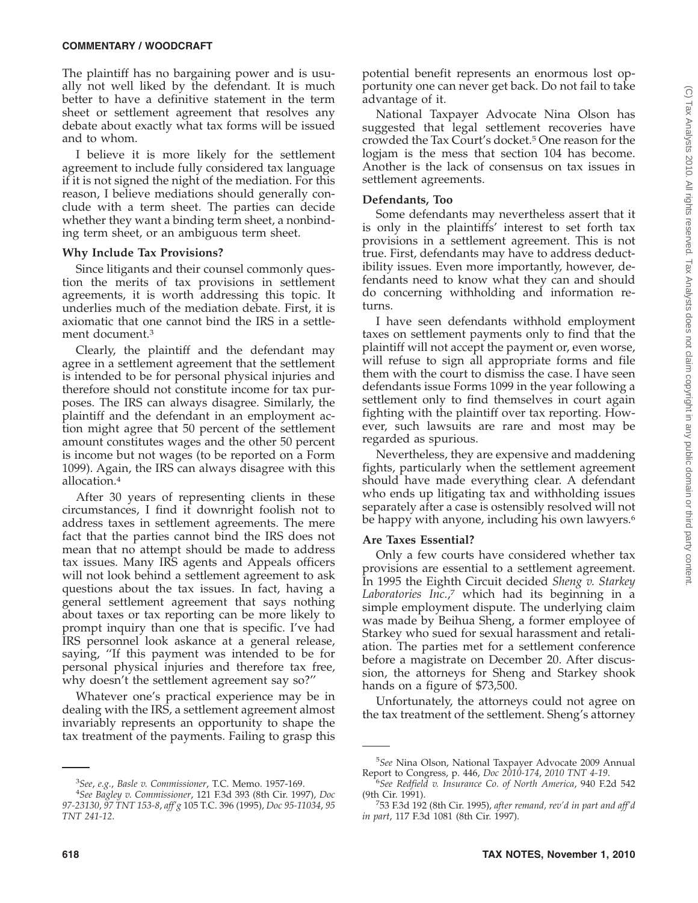The plaintiff has no bargaining power and is usually not well liked by the defendant. It is much better to have a definitive statement in the term sheet or settlement agreement that resolves any debate about exactly what tax forms will be issued and to whom.

I believe it is more likely for the settlement agreement to include fully considered tax language if it is not signed the night of the mediation. For this reason, I believe mediations should generally conclude with a term sheet. The parties can decide whether they want a binding term sheet, a nonbinding term sheet, or an ambiguous term sheet.

**Why Include Tax Provisions?**

Since litigants and their counsel commonly question the merits of tax provisions in settlement agreements, it is worth addressing this topic. It underlies much of the mediation debate. First, it is axiomatic that one cannot bind the IRS in a settlement document.[3]

Clearly, the plaintiff and the defendant may agree in a settlement agreement that the settlement is intended to be for personal physical injuries and therefore should not constitute income for tax purposes. The IRS can always disagree. Similarly, the plaintiff and the defendant in an employment action might agree that 50 percent of the settlement amount constitutes wages and the other 50 percent is income but not wages (to be reported on a Form 1099). Again, the IRS can always disagree with this allocation.[4]

After 30 years of representing clients in these circumstances, I find it downright foolish not to address taxes in settlement agreements. The mere fact that the parties cannot bind the IRS does not mean that no attempt should be made to address tax issues. Many IRS agents and Appeals officers will not look behind a settlement agreement to ask questions about the tax issues. In fact, having a general settlement agreement that says nothing about taxes or tax reporting can be more likely to prompt inquiry than one that is specific. I've had IRS personnel look askance at a general release, saying, "If this payment was intended to be for personal physical injuries and therefore tax free, why doesn't the settlement agreement say so?"

Whatever one's practical experience may be in dealing with the IRS, a settlement agreement almost invariably represents an opportunity to shape the tax treatment of the payments. Failing to grasp this potential benefit represents an enormous lost opportunity one can never get back. Do not fail to take advantage of it.

National Taxpayer Advocate Nina Olson has suggested that legal settlement recoveries have crowded the Tax Court's docket.[5] One reason for the logjam is the mess that section 104 has become. Another is the lack of consensus on tax issues in settlement agreements.

**Defendants, Too**

Some defendants may nevertheless assert that it is only in the plaintiffs' interest to set forth tax provisions in a settlement agreement. This is not true. First, defendants may have to address deductibility issues. Even more importantly, however, defendants need to know what they can and should do concerning withholding and information returns.

I have seen defendants withhold employment taxes on settlement payments only to find that the plaintiff will not accept the payment or, even worse, will refuse to sign all appropriate forms and file them with the court to dismiss the case. I have seen defendants issue Forms 1099 in the year following a settlement only to find themselves in court again fighting with the plaintiff over tax reporting. However, such lawsuits are rare and most may be regarded as spurious.

Nevertheless, they are expensive and maddening fights, particularly when the settlement agreement should have made everything clear. A defendant who ends up litigating tax and withholding issues separately after a case is ostensibly resolved will not be happy with anyone, including his own lawyers.[6]

**Are Taxes Essential?**

Only a few courts have considered whether tax provisions are essential to a settlement agreement. In 1995 the Eighth Circuit decided *Sheng v. Starkey Laboratories Inc.*,[7] which had its beginning in a simple employment dispute. The underlying claim was made by Beihua Sheng, a former employee of Starkey who sued for sexual harassment and retaliation. The parties met for a settlement conference before a magistrate on December 20. After discussion, the attorneys for Sheng and Starkey shook hands on a figure of $73,500.

Unfortunately, the attorneys could not agree on the tax treatment of the settlement. Sheng's attorney

---

[3]*See*, *e.g.*, *Basle v. Commissioner*, T.C. Memo. 1957-169.

[4]*See Bagley v. Commissioner*, 121 F.3d 393 (8th Cir. 1997), *Doc 97-23130*, *97 TNT 153-8*, *aff'g* 105 T.C. 396 (1995), *Doc 95-11034*, *95 TNT 241-12*.

[5]*See* Nina Olson, National Taxpayer Advocate 2009 Annual Report to Congress, p. 446, *Doc 2010-174*, *2010 TNT 4-19*.

[6]*See Redfield v. Insurance Co. of North America*, 940 F.2d 542 (9th Cir. 1991).

[7]53 F.3d 192 (8th Cir. 1995), *after remand, rev'd in part and aff'd in part*, 117 F.3d 1081 (8th Cir. 1997).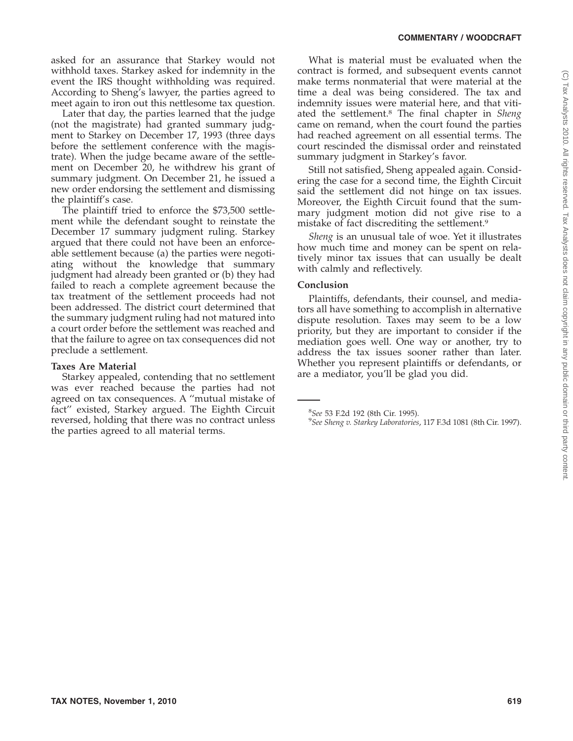asked for an assurance that Starkey would not withhold taxes. Starkey asked for indemnity in the event the IRS thought withholding was required. According to Sheng's lawyer, the parties agreed to meet again to iron out this nettlesome tax question.

Later that day, the parties learned that the judge (not the magistrate) had granted summary judgment to Starkey on December 17, 1993 (three days before the settlement conference with the magistrate). When the judge became aware of the settlement on December 20, he withdrew his grant of summary judgment. On December 21, he issued a new order endorsing the settlement and dismissing the plaintiff's case.

The plaintiff tried to enforce the $73,500 settlement while the defendant sought to reinstate the December 17 summary judgment ruling. Starkey argued that there could not have been an enforceable settlement because (a) the parties were negotiating without the knowledge that summary judgment had already been granted or (b) they had failed to reach a complete agreement because the tax treatment of the settlement proceeds had not been addressed. The district court determined that the summary judgment ruling had not matured into a court order before the settlement was reached and that the failure to agree on tax consequences did not preclude a settlement.

**Taxes Are Material**

Starkey appealed, contending that no settlement was ever reached because the parties had not agreed on tax consequences. A ''mutual mistake of fact'' existed, Starkey argued. The Eighth Circuit reversed, holding that there was no contract unless the parties agreed to all material terms.

What is material must be evaluated when the contract is formed, and subsequent events cannot make terms nonmaterial that were material at the time a deal was being considered. The tax and indemnity issues were material here, and that vitiated the settlement.[8] The final chapter in *Sheng* came on remand, when the court found the parties had reached agreement on all essential terms. The court rescinded the dismissal order and reinstated summary judgment in Starkey's favor.

Still not satisfied, Sheng appealed again. Considering the case for a second time, the Eighth Circuit said the settlement did not hinge on tax issues. Moreover, the Eighth Circuit found that the summary judgment motion did not give rise to a mistake of fact discrediting the settlement.[9]

*Sheng* is an unusual tale of woe. Yet it illustrates how much time and money can be spent on relatively minor tax issues that can usually be dealt with calmly and reflectively.

**Conclusion**

Plaintiffs, defendants, their counsel, and mediators all have something to accomplish in alternative dispute resolution. Taxes may seem to be a low priority, but they are important to consider if the mediation goes well. One way or another, try to address the tax issues sooner rather than later. Whether you represent plaintiffs or defendants, or are a mediator, you'll be glad you did.

---

[8] *See* 53 F.2d 192 (8th Cir. 1995).

[9] *See Sheng v. Starkey Laboratories*, 117 F.3d 1081 (8th Cir. 1997).